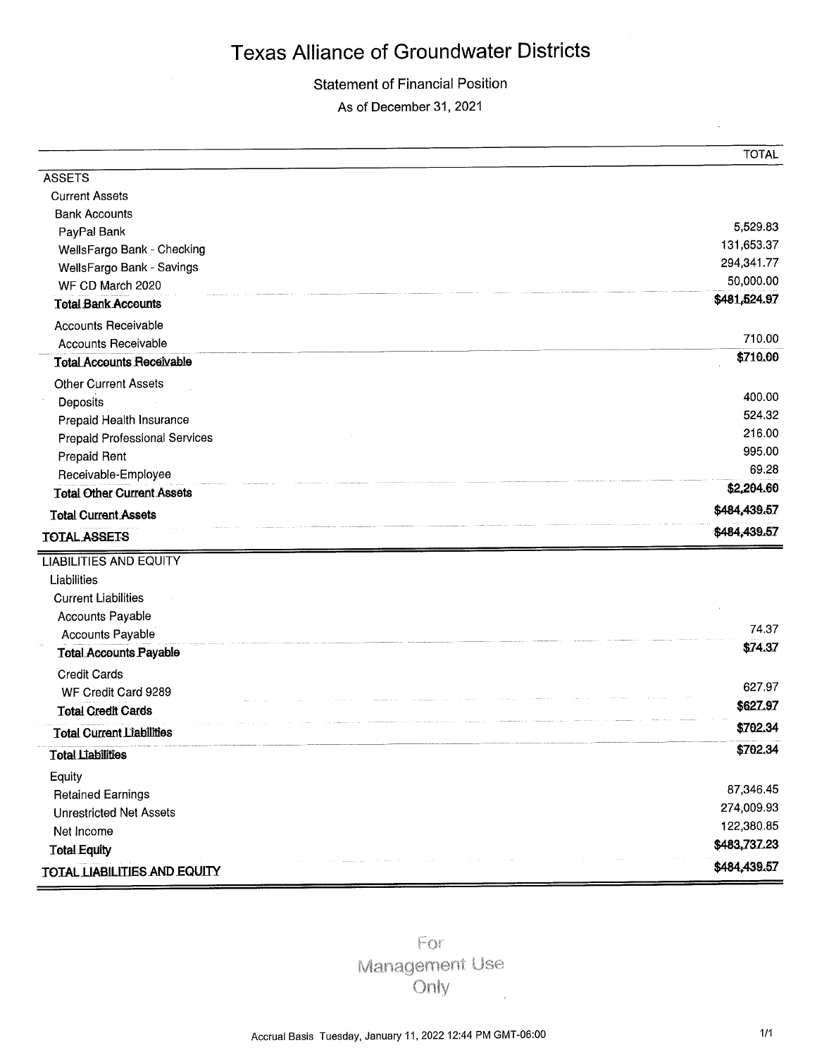# Texas Alliance of Groundwater Districts

## Statement of Financial Position

As of December 31, 2021

| | TOTAL |
|---|---|
| **ASSETS** | |
| Current Assets | |
| Bank Accounts | |
| PayPal Bank | 5,529.83 |
| WellsFargo Bank - Checking | 131,653.37 |
| WellsFargo Bank - Savings | 294,341.77 |
| WF CD March 2020 | 50,000.00 |
| **Total Bank Accounts** | **$481,524.97** |
| Accounts Receivable | |
| Accounts Receivable | 710.00 |
| **Total Accounts Receivable** | **$710.00** |
| Other Current Assets | |
| Deposits | 400.00 |
| Prepaid Health Insurance | 524.32 |
| Prepaid Professional Services | 216.00 |
| Prepaid Rent | 995.00 |
| Receivable-Employee | 69.28 |
| **Total Other Current Assets** | **$2,204.60** |
| **Total Current Assets** | **$484,439.57** |
| **TOTAL ASSETS** | **$484,439.57** |
| **LIABILITIES AND EQUITY** | |
| Liabilities | |
| Current Liabilities | |
| Accounts Payable | |
| Accounts Payable | 74.37 |
| **Total Accounts Payable** | **$74.37** |
| Credit Cards | |
| WF Credit Card 9289 | 627.97 |
| **Total Credit Cards** | **$627.97** |
| **Total Current Liabilities** | **$702.34** |
| **Total Liabilities** | **$702.34** |
| Equity | |
| Retained Earnings | 87,346.45 |
| Unrestricted Net Assets | 274,009.93 |
| Net Income | 122,380.85 |
| **Total Equity** | **$483,737.23** |
| **TOTAL LIABILITIES AND EQUITY** | **$484,439.57** |

For Management Use Only

Accrual Basis Tuesday, January 11, 2022 12:44 PM GMT-06:00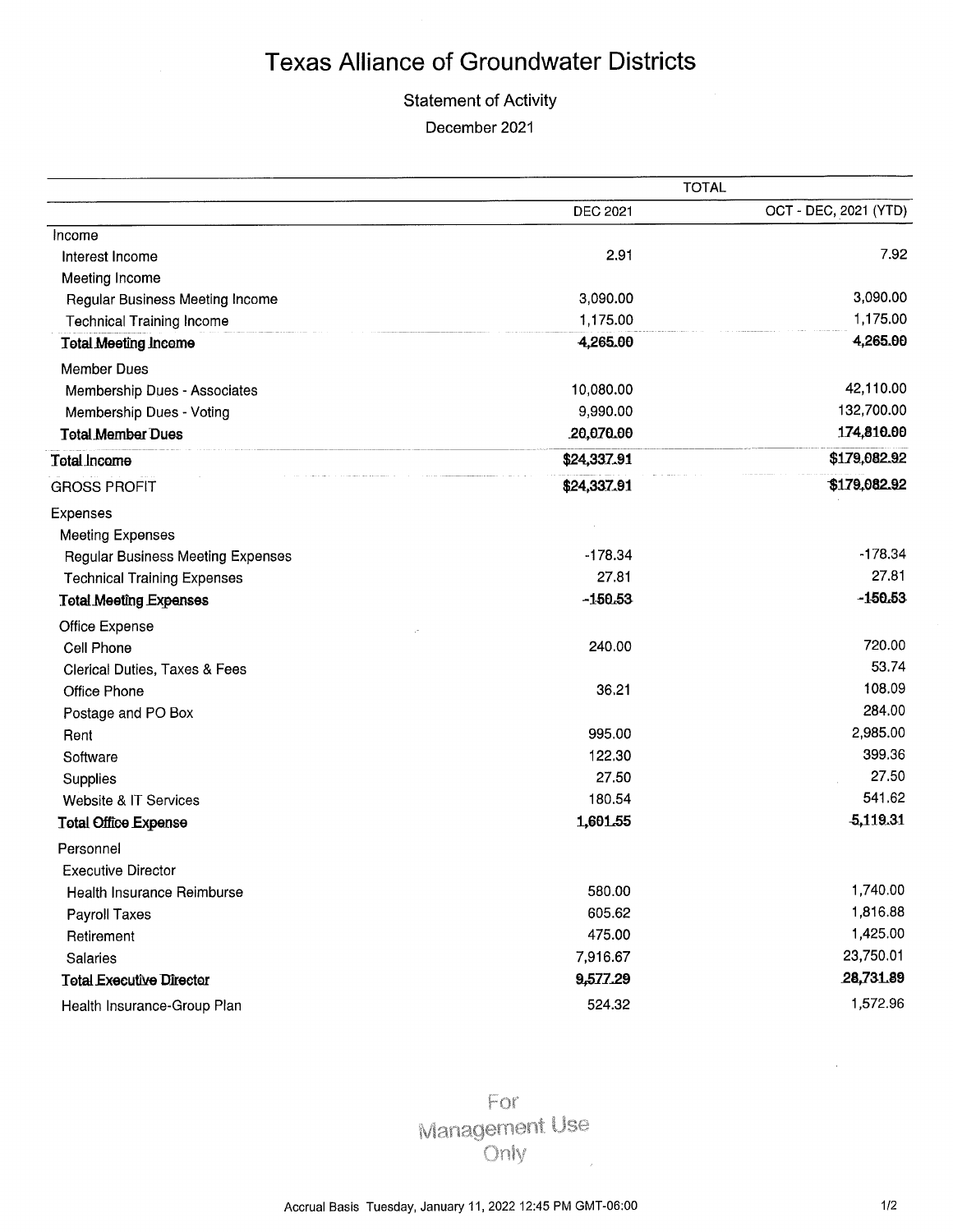# Texas Alliance of Groundwater Districts

## Statement of Activity

December 2021

| | TOTAL | |
|---|---|---|
| | DEC 2021 | OCT - DEC, 2021 (YTD) |
| Income | | |
| Interest Income | 2.91 | 7.92 |
| Meeting Income | | |
| Regular Business Meeting Income | 3,090.00 | 3,090.00 |
| Technical Training Income | 1,175.00 | 1,175.00 |
| **Total Meeting Income** | **4,265.00** | **4,265.00** |
| Member Dues | | |
| Membership Dues - Associates | 10,080.00 | 42,110.00 |
| Membership Dues - Voting | 9,990.00 | 132,700.00 |
| **Total Member Dues** | **20,070.00** | **174,810.00** |
| **Total Income** | **$24,337.91** | **$179,082.92** |
| GROSS PROFIT | **$24,337.91** | **$179,082.92** |
| Expenses | | |
| Meeting Expenses | | |
| Regular Business Meeting Expenses | -178.34 | -178.34 |
| Technical Training Expenses | 27.81 | 27.81 |
| **Total Meeting Expenses** | **-150.53** | **-150.53** |
| Office Expense | | |
| Cell Phone | 240.00 | 720.00 |
| Clerical Duties, Taxes & Fees | | 53.74 |
| Office Phone | 36.21 | 108.09 |
| Postage and PO Box | | 284.00 |
| Rent | 995.00 | 2,985.00 |
| Software | 122.30 | 399.36 |
| Supplies | 27.50 | 27.50 |
| Website & IT Services | 180.54 | 541.62 |
| **Total Office Expense** | **1,601.55** | **5,119.31** |
| Personnel | | |
| Executive Director | | |
| Health Insurance Reimburse | 580.00 | 1,740.00 |
| Payroll Taxes | 605.62 | 1,816.88 |
| Retirement | 475.00 | 1,425.00 |
| Salaries | 7,916.67 | 23,750.01 |
| **Total Executive Director** | **9,577.29** | **28,731.89** |
| Health Insurance-Group Plan | 524.32 | 1,572.96 |

For Management Use Only

Accrual Basis Tuesday, January 11, 2022 12:45 PM GMT-06:00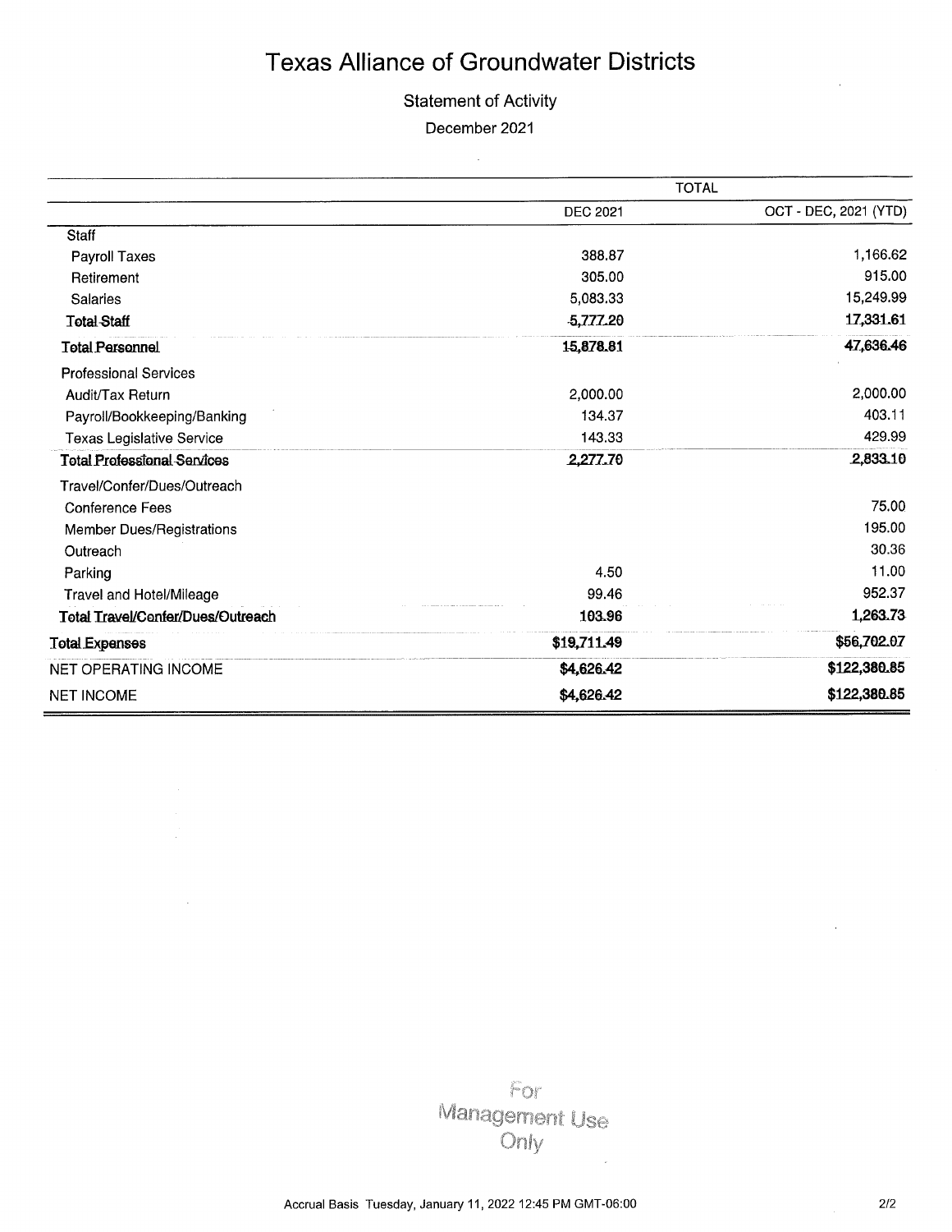# Texas Alliance of Groundwater Districts

Statement of Activity

December 2021

| | TOTAL | |
|---|---|---|
| | DEC 2021 | OCT - DEC, 2021 (YTD) |
| Staff | | |
| Payroll Taxes | 388.87 | 1,166.62 |
| Retirement | 305.00 | 915.00 |
| Salaries | 5,083.33 | 15,249.99 |
| **Total Staff** | **5,777.20** | **17,331.61** |
| **Total Personnel** | **15,878.81** | **47,636.46** |
| Professional Services | | |
| Audit/Tax Return | 2,000.00 | 2,000.00 |
| Payroll/Bookkeeping/Banking | 134.37 | 403.11 |
| Texas Legislative Service | 143.33 | 429.99 |
| **Total Professional Services** | **2,277.70** | **2,833.10** |
| Travel/Confer/Dues/Outreach | | |
| Conference Fees | | 75.00 |
| Member Dues/Registrations | | 195.00 |
| Outreach | | 30.36 |
| Parking | 4.50 | 11.00 |
| Travel and Hotel/Mileage | 99.46 | 952.37 |
| **Total Travel/Confer/Dues/Outreach** | **103.96** | **1,263.73** |
| **Total Expenses** | **$19,711.49** | **$56,702.07** |
| NET OPERATING INCOME | **$4,626.42** | **$122,380.85** |
| NET INCOME | **$4,626.42** | **$122,380.85** |

For Management Use Only

Accrual Basis Tuesday, January 11, 2022 12:45 PM GMT-06:00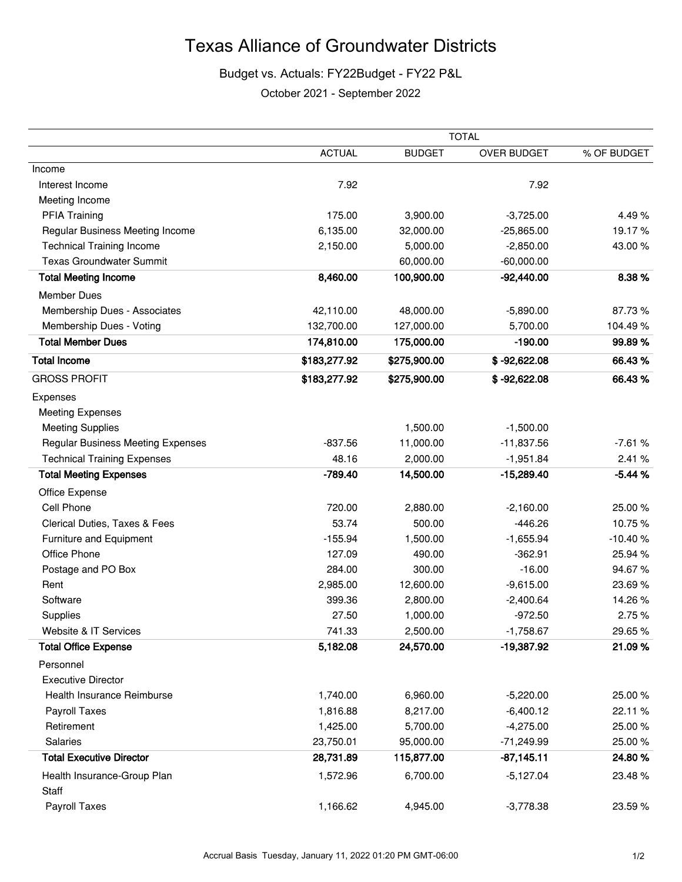# Texas Alliance of Groundwater Districts

Budget vs. Actuals: FY22Budget - FY22 P&L

October 2021 - September 2022

| | TOTAL | | | |
|---|---|---|---|---|
| | ACTUAL | BUDGET | OVER BUDGET | % OF BUDGET |
| Income | | | | |
| Interest Income | 7.92 | | 7.92 | |
| Meeting Income | | | | |
| PFIA Training | 175.00 | 3,900.00 | -3,725.00 | 4.49 % |
| Regular Business Meeting Income | 6,135.00 | 32,000.00 | -25,865.00 | 19.17 % |
| Technical Training Income | 2,150.00 | 5,000.00 | -2,850.00 | 43.00 % |
| Texas Groundwater Summit | | 60,000.00 | -60,000.00 | |
| **Total Meeting Income** | **8,460.00** | **100,900.00** | **-92,440.00** | **8.38 %** |
| Member Dues | | | | |
| Membership Dues - Associates | 42,110.00 | 48,000.00 | -5,890.00 | 87.73 % |
| Membership Dues - Voting | 132,700.00 | 127,000.00 | 5,700.00 | 104.49 % |
| **Total Member Dues** | **174,810.00** | **175,000.00** | **-190.00** | **99.89 %** |
| **Total Income** | **$183,277.92** | **$275,900.00** | **$ -92,622.08** | **66.43 %** |
| GROSS PROFIT | **$183,277.92** | **$275,900.00** | **$ -92,622.08** | **66.43 %** |
| Expenses | | | | |
| Meeting Expenses | | | | |
| Meeting Supplies | | 1,500.00 | -1,500.00 | |
| Regular Business Meeting Expenses | -837.56 | 11,000.00 | -11,837.56 | -7.61 % |
| Technical Training Expenses | 48.16 | 2,000.00 | -1,951.84 | 2.41 % |
| **Total Meeting Expenses** | **-789.40** | **14,500.00** | **-15,289.40** | **-5.44 %** |
| Office Expense | | | | |
| Cell Phone | 720.00 | 2,880.00 | -2,160.00 | 25.00 % |
| Clerical Duties, Taxes & Fees | 53.74 | 500.00 | -446.26 | 10.75 % |
| Furniture and Equipment | -155.94 | 1,500.00 | -1,655.94 | -10.40 % |
| Office Phone | 127.09 | 490.00 | -362.91 | 25.94 % |
| Postage and PO Box | 284.00 | 300.00 | -16.00 | 94.67 % |
| Rent | 2,985.00 | 12,600.00 | -9,615.00 | 23.69 % |
| Software | 399.36 | 2,800.00 | -2,400.64 | 14.26 % |
| Supplies | 27.50 | 1,000.00 | -972.50 | 2.75 % |
| Website & IT Services | 741.33 | 2,500.00 | -1,758.67 | 29.65 % |
| **Total Office Expense** | **5,182.08** | **24,570.00** | **-19,387.92** | **21.09 %** |
| Personnel | | | | |
| Executive Director | | | | |
| Health Insurance Reimburse | 1,740.00 | 6,960.00 | -5,220.00 | 25.00 % |
| Payroll Taxes | 1,816.88 | 8,217.00 | -6,400.12 | 22.11 % |
| Retirement | 1,425.00 | 5,700.00 | -4,275.00 | 25.00 % |
| Salaries | 23,750.01 | 95,000.00 | -71,249.99 | 25.00 % |
| **Total Executive Director** | **28,731.89** | **115,877.00** | **-87,145.11** | **24.80 %** |
| Health Insurance-Group Plan | 1,572.96 | 6,700.00 | -5,127.04 | 23.48 % |
| Staff | | | | |
| Payroll Taxes | 1,166.62 | 4,945.00 | -3,778.38 | 23.59 % |

Accrual Basis Tuesday, January 11, 2022 01:20 PM GMT-06:00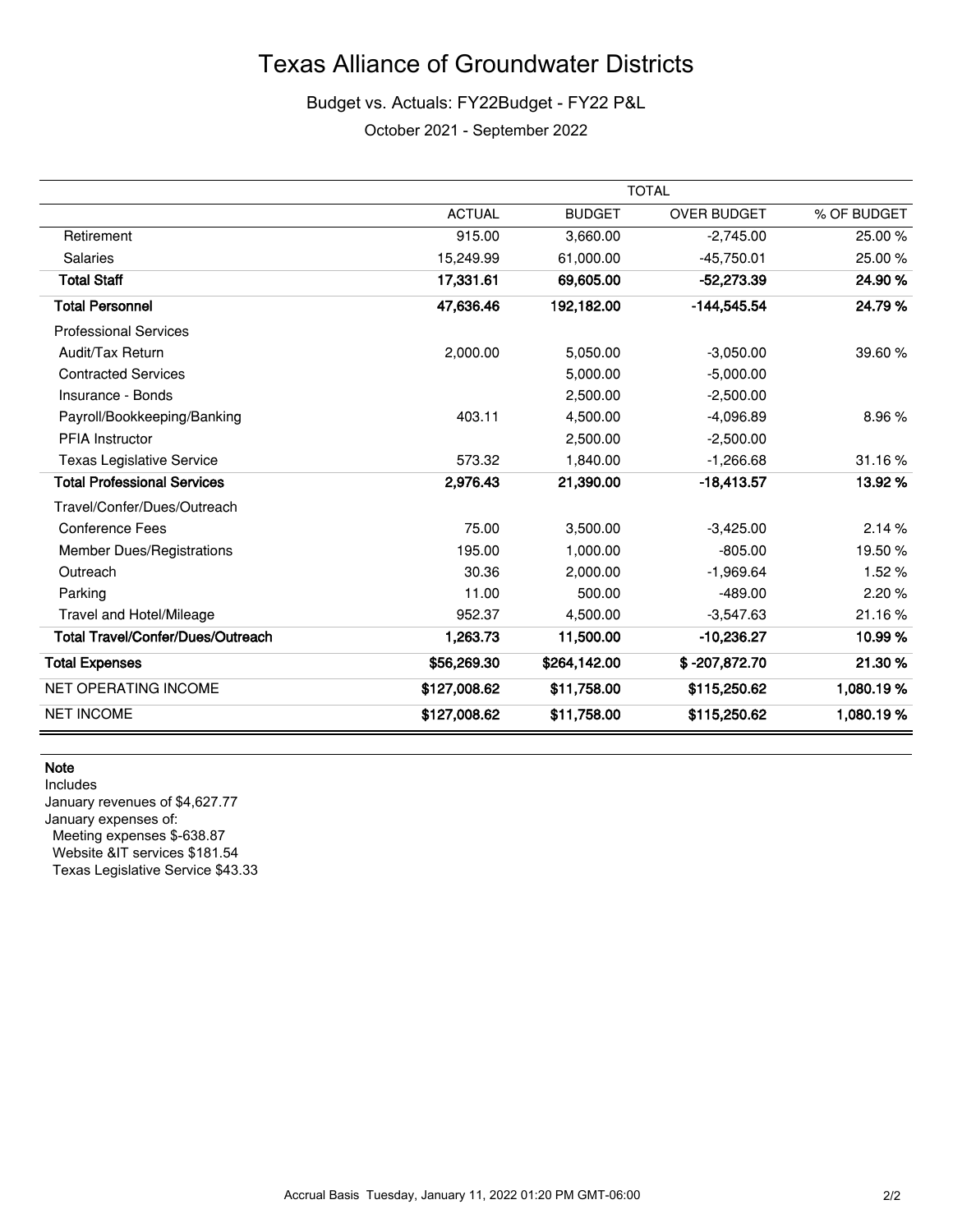# Texas Alliance of Groundwater Districts

Budget vs. Actuals: FY22Budget - FY22 P&L

October 2021 - September 2022

| | TOTAL | | | |
|---|---|---|---|---|
| | ACTUAL | BUDGET | OVER BUDGET | % OF BUDGET |
| Retirement | 915.00 | 3,660.00 | -2,745.00 | 25.00 % |
| Salaries | 15,249.99 | 61,000.00 | -45,750.01 | 25.00 % |
| **Total Staff** | **17,331.61** | **69,605.00** | **-52,273.39** | **24.90 %** |
| **Total Personnel** | **47,636.46** | **192,182.00** | **-144,545.54** | **24.79 %** |
| Professional Services | | | | |
| Audit/Tax Return | 2,000.00 | 5,050.00 | -3,050.00 | 39.60 % |
| Contracted Services | | 5,000.00 | -5,000.00 | |
| Insurance - Bonds | | 2,500.00 | -2,500.00 | |
| Payroll/Bookkeeping/Banking | 403.11 | 4,500.00 | -4,096.89 | 8.96 % |
| PFIA Instructor | | 2,500.00 | -2,500.00 | |
| Texas Legislative Service | 573.32 | 1,840.00 | -1,266.68 | 31.16 % |
| **Total Professional Services** | **2,976.43** | **21,390.00** | **-18,413.57** | **13.92 %** |
| Travel/Confer/Dues/Outreach | | | | |
| Conference Fees | 75.00 | 3,500.00 | -3,425.00 | 2.14 % |
| Member Dues/Registrations | 195.00 | 1,000.00 | -805.00 | 19.50 % |
| Outreach | 30.36 | 2,000.00 | -1,969.64 | 1.52 % |
| Parking | 11.00 | 500.00 | -489.00 | 2.20 % |
| Travel and Hotel/Mileage | 952.37 | 4,500.00 | -3,547.63 | 21.16 % |
| **Total Travel/Confer/Dues/Outreach** | **1,263.73** | **11,500.00** | **-10,236.27** | **10.99 %** |
| **Total Expenses** | **$56,269.30** | **$264,142.00** | **$ -207,872.70** | **21.30 %** |
| NET OPERATING INCOME | **$127,008.62** | **$11,758.00** | **$115,250.62** | **1,080.19 %** |
| NET INCOME | **$127,008.62** | **$11,758.00** | **$115,250.62** | **1,080.19 %** |

**Note**

Includes
January revenues of $4,627.77
January expenses of:
Meeting expenses $-638.87
Website &IT services $181.54
Texas Legislative Service $43.33

Accrual Basis Tuesday, January 11, 2022 01:20 PM GMT-06:00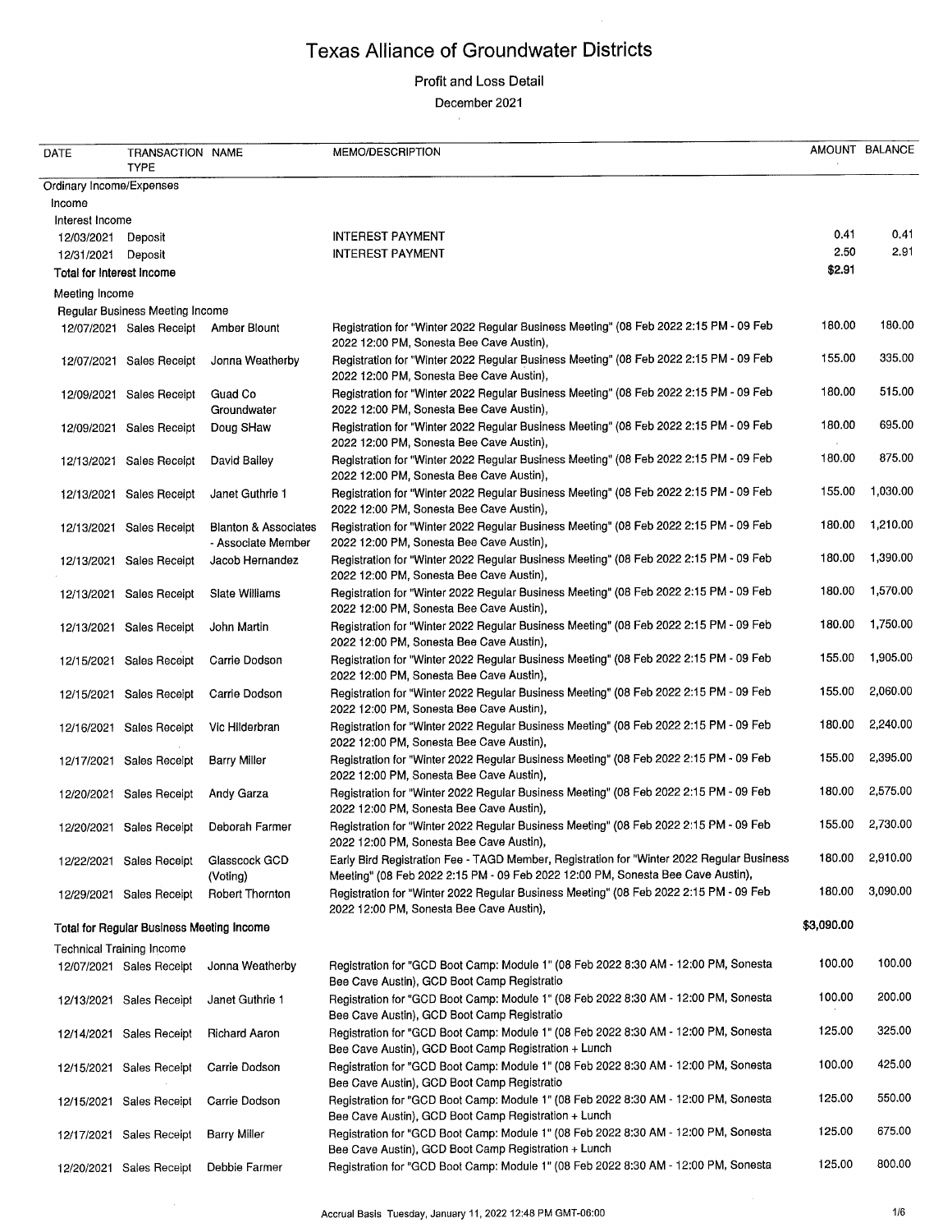# Texas Alliance of Groundwater Districts

Profit and Loss Detail

December 2021

| DATE | TRANSACTION TYPE | NAME | MEMO/DESCRIPTION | AMOUNT | BALANCE |
|---|---|---|---|---|---|
| Ordinary Income/Expenses | | | | | |
| Income | | | | | |
| Interest Income | | | | | |
| 12/03/2021 | Deposit | | INTEREST PAYMENT | 0.41 | 0.41 |
| 12/31/2021 | Deposit | | INTEREST PAYMENT | 2.50 | 2.91 |
| **Total for Interest Income** | | | | **$2.91** | |
| Meeting Income | | | | | |
| Regular Business Meeting Income | | | | | |
| 12/07/2021 | Sales Receipt | Amber Blount | Registration for "Winter 2022 Regular Business Meeting" (08 Feb 2022 2:15 PM - 09 Feb 2022 12:00 PM, Sonesta Bee Cave Austin), | 180.00 | 180.00 |
| 12/07/2021 | Sales Receipt | Jonna Weatherby | Registration for "Winter 2022 Regular Business Meeting" (08 Feb 2022 2:15 PM - 09 Feb 2022 12:00 PM, Sonesta Bee Cave Austin), | 155.00 | 335.00 |
| 12/09/2021 | Sales Receipt | Guad Co Groundwater | Registration for "Winter 2022 Regular Business Meeting" (08 Feb 2022 2:15 PM - 09 Feb 2022 12:00 PM, Sonesta Bee Cave Austin), | 180.00 | 515.00 |
| 12/09/2021 | Sales Receipt | Doug SHaw | Registration for "Winter 2022 Regular Business Meeting" (08 Feb 2022 2:15 PM - 09 Feb 2022 12:00 PM, Sonesta Bee Cave Austin), | 180.00 | 695.00 |
| 12/13/2021 | Sales Receipt | David Bailey | Registration for "Winter 2022 Regular Business Meeting" (08 Feb 2022 2:15 PM - 09 Feb 2022 12:00 PM, Sonesta Bee Cave Austin), | 180.00 | 875.00 |
| 12/13/2021 | Sales Receipt | Janet Guthrie 1 | Registration for "Winter 2022 Regular Business Meeting" (08 Feb 2022 2:15 PM - 09 Feb 2022 12:00 PM, Sonesta Bee Cave Austin), | 155.00 | 1,030.00 |
| 12/13/2021 | Sales Receipt | Blanton & Associates - Associate Member | Registration for "Winter 2022 Regular Business Meeting" (08 Feb 2022 2:15 PM - 09 Feb 2022 12:00 PM, Sonesta Bee Cave Austin), | 180.00 | 1,210.00 |
| 12/13/2021 | Sales Receipt | Jacob Hernandez | Registration for "Winter 2022 Regular Business Meeting" (08 Feb 2022 2:15 PM - 09 Feb 2022 12:00 PM, Sonesta Bee Cave Austin), | 180.00 | 1,390.00 |
| 12/13/2021 | Sales Receipt | Slate Williams | Registration for "Winter 2022 Regular Business Meeting" (08 Feb 2022 2:15 PM - 09 Feb 2022 12:00 PM, Sonesta Bee Cave Austin), | 180.00 | 1,570.00 |
| 12/13/2021 | Sales Receipt | John Martin | Registration for "Winter 2022 Regular Business Meeting" (08 Feb 2022 2:15 PM - 09 Feb 2022 12:00 PM, Sonesta Bee Cave Austin), | 180.00 | 1,750.00 |
| 12/15/2021 | Sales Receipt | Carrie Dodson | Registration for "Winter 2022 Regular Business Meeting" (08 Feb 2022 2:15 PM - 09 Feb 2022 12:00 PM, Sonesta Bee Cave Austin), | 155.00 | 1,905.00 |
| 12/15/2021 | Sales Receipt | Carrie Dodson | Registration for "Winter 2022 Regular Business Meeting" (08 Feb 2022 2:15 PM - 09 Feb 2022 12:00 PM, Sonesta Bee Cave Austin), | 155.00 | 2,060.00 |
| 12/16/2021 | Sales Receipt | Vic Hilderbran | Registration for "Winter 2022 Regular Business Meeting" (08 Feb 2022 2:15 PM - 09 Feb 2022 12:00 PM, Sonesta Bee Cave Austin), | 180.00 | 2,240.00 |
| 12/17/2021 | Sales Receipt | Barry Miller | Registration for "Winter 2022 Regular Business Meeting" (08 Feb 2022 2:15 PM - 09 Feb 2022 12:00 PM, Sonesta Bee Cave Austin), | 155.00 | 2,395.00 |
| 12/20/2021 | Sales Receipt | Andy Garza | Registration for "Winter 2022 Regular Business Meeting" (08 Feb 2022 2:15 PM - 09 Feb 2022 12:00 PM, Sonesta Bee Cave Austin), | 180.00 | 2,575.00 |
| 12/20/2021 | Sales Receipt | Deborah Farmer | Registration for "Winter 2022 Regular Business Meeting" (08 Feb 2022 2:15 PM - 09 Feb 2022 12:00 PM, Sonesta Bee Cave Austin), | 155.00 | 2,730.00 |
| 12/22/2021 | Sales Receipt | Glasscock GCD (Voting) | Early Bird Registration Fee - TAGD Member, Registration for "Winter 2022 Regular Business Meeting" (08 Feb 2022 2:15 PM - 09 Feb 2022 12:00 PM, Sonesta Bee Cave Austin), | 180.00 | 2,910.00 |
| 12/29/2021 | Sales Receipt | Robert Thornton | Registration for "Winter 2022 Regular Business Meeting" (08 Feb 2022 2:15 PM - 09 Feb 2022 12:00 PM, Sonesta Bee Cave Austin), | 180.00 | 3,090.00 |
| **Total for Regular Business Meeting Income** | | | | **$3,090.00** | |
| Technical Training Income | | | | | |
| 12/07/2021 | Sales Receipt | Jonna Weatherby | Registration for "GCD Boot Camp: Module 1" (08 Feb 2022 8:30 AM - 12:00 PM, Sonesta Bee Cave Austin), GCD Boot Camp Registratio | 100.00 | 100.00 |
| 12/13/2021 | Sales Receipt | Janet Guthrie 1 | Registration for "GCD Boot Camp: Module 1" (08 Feb 2022 8:30 AM - 12:00 PM, Sonesta Bee Cave Austin), GCD Boot Camp Registratio | 100.00 | 200.00 |
| 12/14/2021 | Sales Receipt | Richard Aaron | Registration for "GCD Boot Camp: Module 1" (08 Feb 2022 8:30 AM - 12:00 PM, Sonesta Bee Cave Austin), GCD Boot Camp Registration + Lunch | 125.00 | 325.00 |
| 12/15/2021 | Sales Receipt | Carrie Dodson | Registration for "GCD Boot Camp: Module 1" (08 Feb 2022 8:30 AM - 12:00 PM, Sonesta Bee Cave Austin), GCD Boot Camp Registratio | 100.00 | 425.00 |
| 12/15/2021 | Sales Receipt | Carrie Dodson | Registration for "GCD Boot Camp: Module 1" (08 Feb 2022 8:30 AM - 12:00 PM, Sonesta Bee Cave Austin), GCD Boot Camp Registration + Lunch | 125.00 | 550.00 |
| 12/17/2021 | Sales Receipt | Barry Miller | Registration for "GCD Boot Camp: Module 1" (08 Feb 2022 8:30 AM - 12:00 PM, Sonesta Bee Cave Austin), GCD Boot Camp Registration + Lunch | 125.00 | 675.00 |
| 12/20/2021 | Sales Receipt | Debbie Farmer | Registration for "GCD Boot Camp: Module 1" (08 Feb 2022 8:30 AM - 12:00 PM, Sonesta | 125.00 | 800.00 |

Accrual Basis Tuesday, January 11, 2022 12:48 PM GMT-06:00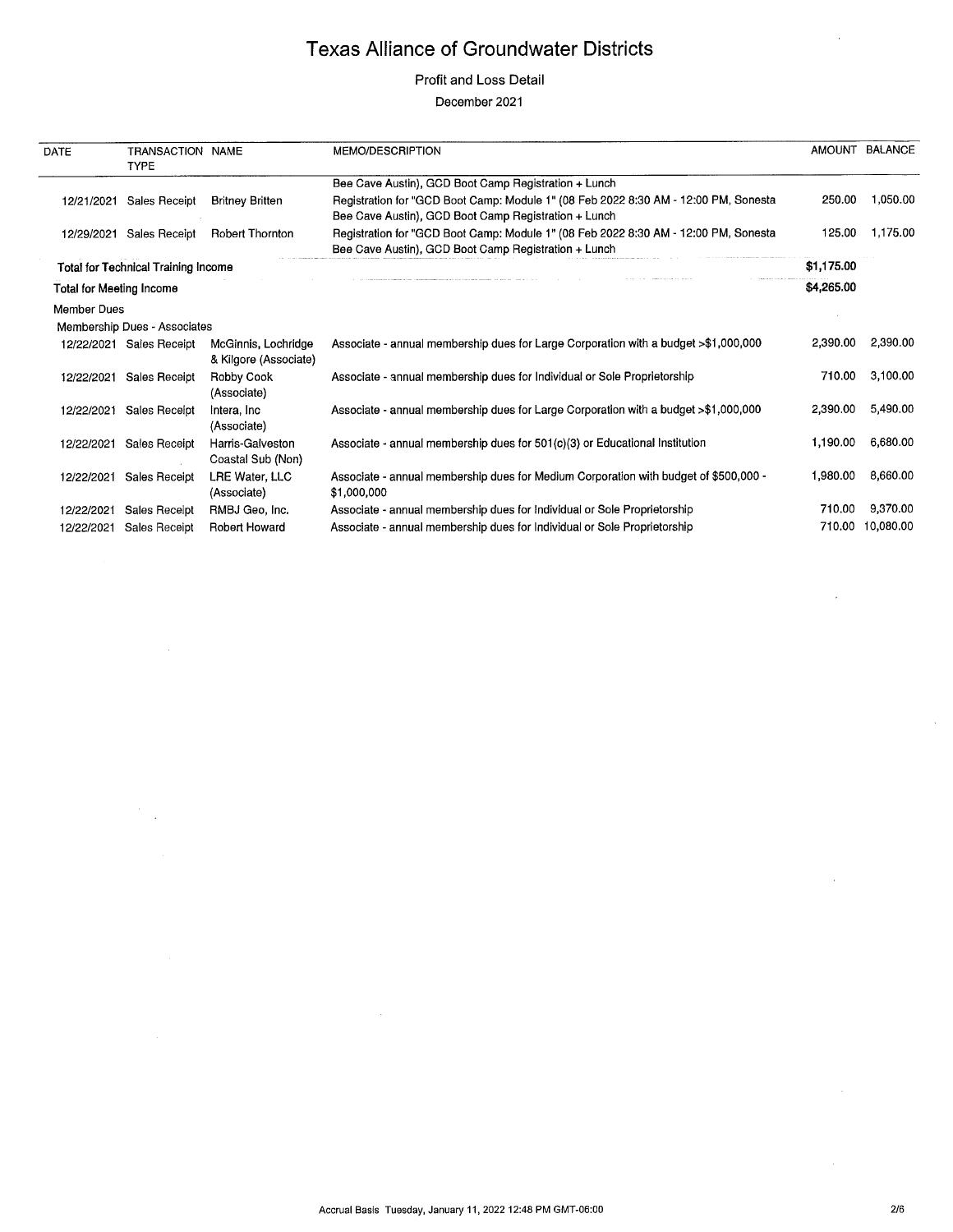# Texas Alliance of Groundwater Districts

Profit and Loss Detail

December 2021

| DATE | TRANSACTION TYPE | NAME | MEMO/DESCRIPTION | AMOUNT | BALANCE |
|---|---|---|---|---|---|
| | | | Bee Cave Austin), GCD Boot Camp Registration + Lunch | | |
| 12/21/2021 | Sales Receipt | Britney Britten | Registration for "GCD Boot Camp: Module 1" (08 Feb 2022 8:30 AM - 12:00 PM, Sonesta Bee Cave Austin), GCD Boot Camp Registration + Lunch | 250.00 | 1,050.00 |
| 12/29/2021 | Sales Receipt | Robert Thornton | Registration for "GCD Boot Camp: Module 1" (08 Feb 2022 8:30 AM - 12:00 PM, Sonesta Bee Cave Austin), GCD Boot Camp Registration + Lunch | 125.00 | 1,175.00 |
| **Total for Technical Training Income** | | | | **$1,175.00** | |
| **Total for Meeting Income** | | | | **$4,265.00** | |
| Member Dues | | | | | |
| Membership Dues - Associates | | | | | |
| 12/22/2021 | Sales Receipt | McGinnis, Lochridge & Kilgore (Associate) | Associate - annual membership dues for Large Corporation with a budget >$1,000,000 | 2,390.00 | 2,390.00 |
| 12/22/2021 | Sales Receipt | Robby Cook (Associate) | Associate - annual membership dues for Individual or Sole Proprietorship | 710.00 | 3,100.00 |
| 12/22/2021 | Sales Receipt | Intera, Inc (Associate) | Associate - annual membership dues for Large Corporation with a budget >$1,000,000 | 2,390.00 | 5,490.00 |
| 12/22/2021 | Sales Receipt | Harris-Galveston Coastal Sub (Non) | Associate - annual membership dues for 501(c)(3) or Educational Institution | 1,190.00 | 6,680.00 |
| 12/22/2021 | Sales Receipt | LRE Water, LLC (Associate) | Associate - annual membership dues for Medium Corporation with budget of $500,000 - $1,000,000 | 1,980.00 | 8,660.00 |
| 12/22/2021 | Sales Receipt | RMBJ Geo, Inc. | Associate - annual membership dues for Individual or Sole Proprietorship | 710.00 | 9,370.00 |
| 12/22/2021 | Sales Receipt | Robert Howard | Associate - annual membership dues for Individual or Sole Proprietorship | 710.00 | 10,080.00 |

Accrual Basis Tuesday, January 11, 2022 12:48 PM GMT-06:00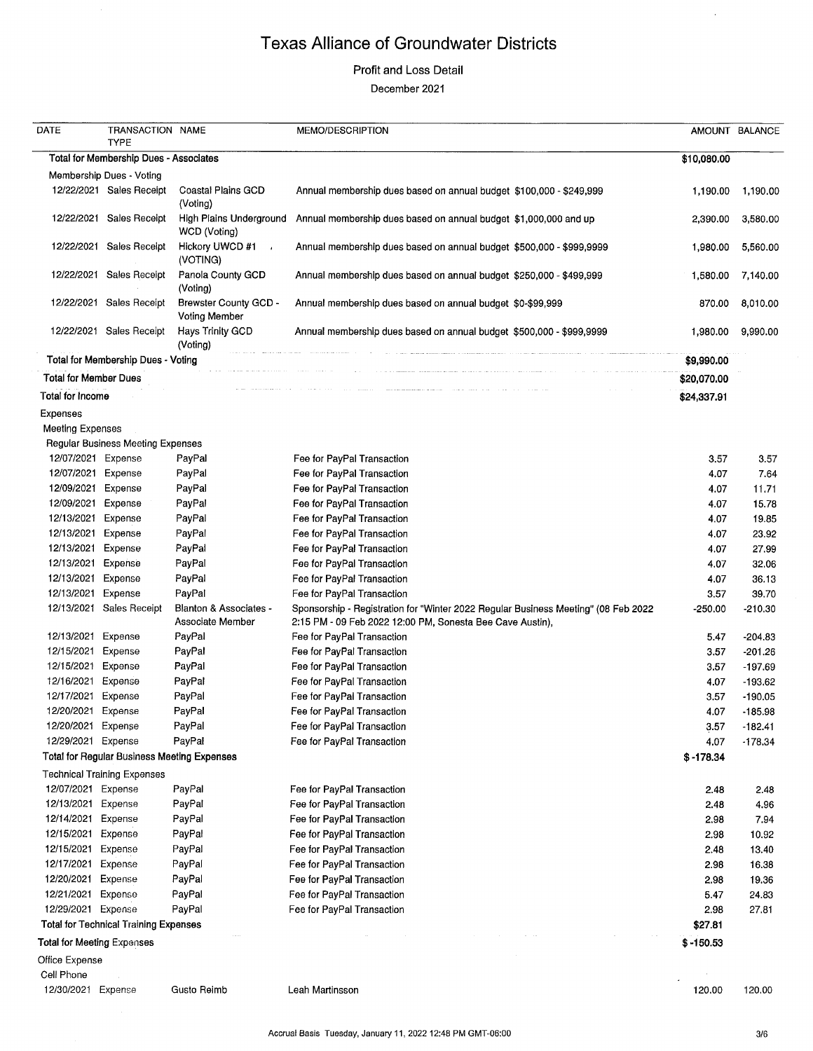# Texas Alliance of Groundwater Districts

Profit and Loss Detail

December 2021

| DATE | TRANSACTION TYPE | NAME | MEMO/DESCRIPTION | AMOUNT | BALANCE |
|---|---|---|---|---|---|
| **Total for Membership Dues - Associates** | | | | **$10,080.00** | |
| Membership Dues - Voting | | | | | |
| 12/22/2021 | Sales Receipt | Coastal Plains GCD (Voting) | Annual membership dues based on annual budget $100,000 - $249,999 | 1,190.00 | 1,190.00 |
| 12/22/2021 | Sales Receipt | High Plains Underground WCD (Voting) | Annual membership dues based on annual budget $1,000,000 and up | 2,390.00 | 3,580.00 |
| 12/22/2021 | Sales Receipt | Hickory UWCD #1 (VOTING) | Annual membership dues based on annual budget $500,000 - $999,9999 | 1,980.00 | 5,560.00 |
| 12/22/2021 | Sales Receipt | Panola County GCD (Voting) | Annual membership dues based on annual budget $250,000 - $499,999 | 1,580.00 | 7,140.00 |
| 12/22/2021 | Sales Receipt | Brewster County GCD - Voting Member | Annual membership dues based on annual budget $0-$99,999 | 870.00 | 8,010.00 |
| 12/22/2021 | Sales Receipt | Hays Trinity GCD (Voting) | Annual membership dues based on annual budget $500,000 - $999,9999 | 1,980.00 | 9,990.00 |
| **Total for Membership Dues - Voting** | | | | **$9,990.00** | |
| **Total for Member Dues** | | | | **$20,070.00** | |
| **Total for Income** | | | | **$24,337.91** | |
| Expenses | | | | | |
| Meeting Expenses | | | | | |
| Regular Business Meeting Expenses | | | | | |
| 12/07/2021 | Expense | PayPal | Fee for PayPal Transaction | 3.57 | 3.57 |
| 12/07/2021 | Expense | PayPal | Fee for PayPal Transaction | 4.07 | 7.64 |
| 12/09/2021 | Expense | PayPal | Fee for PayPal Transaction | 4.07 | 11.71 |
| 12/09/2021 | Expense | PayPal | Fee for PayPal Transaction | 4.07 | 15.78 |
| 12/13/2021 | Expense | PayPal | Fee for PayPal Transaction | 4.07 | 19.85 |
| 12/13/2021 | Expense | PayPal | Fee for PayPal Transaction | 4.07 | 23.92 |
| 12/13/2021 | Expense | PayPal | Fee for PayPal Transaction | 4.07 | 27.99 |
| 12/13/2021 | Expense | PayPal | Fee for PayPal Transaction | 4.07 | 32.06 |
| 12/13/2021 | Expense | PayPal | Fee for PayPal Transaction | 4.07 | 36.13 |
| 12/13/2021 | Expense | PayPal | Fee for PayPal Transaction | 3.57 | 39.70 |
| 12/13/2021 | Sales Receipt | Blanton & Associates - Associate Member | Sponsorship - Registration for "Winter 2022 Regular Business Meeting" (08 Feb 2022 2:15 PM - 09 Feb 2022 12:00 PM, Sonesta Bee Cave Austin), | -250.00 | -210.30 |
| 12/13/2021 | Expense | PayPal | Fee for PayPal Transaction | 5.47 | -204.83 |
| 12/15/2021 | Expense | PayPal | Fee for PayPal Transaction | 3.57 | -201.26 |
| 12/15/2021 | Expense | PayPal | Fee for PayPal Transaction | 3.57 | -197.69 |
| 12/16/2021 | Expense | PayPal | Fee for PayPal Transaction | 4.07 | -193.62 |
| 12/17/2021 | Expense | PayPal | Fee for PayPal Transaction | 3.57 | -190.05 |
| 12/20/2021 | Expense | PayPal | Fee for PayPal Transaction | 4.07 | -185.98 |
| 12/20/2021 | Expense | PayPal | Fee for PayPal Transaction | 3.57 | -182.41 |
| 12/29/2021 | Expense | PayPal | Fee for PayPal Transaction | 4.07 | -178.34 |
| **Total for Regular Business Meeting Expenses** | | | | **$ -178.34** | |
| Technical Training Expenses | | | | | |
| 12/07/2021 | Expense | PayPal | Fee for PayPal Transaction | 2.48 | 2.48 |
| 12/13/2021 | Expense | PayPal | Fee for PayPal Transaction | 2.48 | 4.96 |
| 12/14/2021 | Expense | PayPal | Fee for PayPal Transaction | 2.98 | 7.94 |
| 12/15/2021 | Expense | PayPal | Fee for PayPal Transaction | 2.98 | 10.92 |
| 12/15/2021 | Expense | PayPal | Fee for PayPal Transaction | 2.48 | 13.40 |
| 12/17/2021 | Expense | PayPal | Fee for PayPal Transaction | 2.98 | 16.38 |
| 12/20/2021 | Expense | PayPal | Fee for PayPal Transaction | 2.98 | 19.36 |
| 12/21/2021 | Expense | PayPal | Fee for PayPal Transaction | 5.47 | 24.83 |
| 12/29/2021 | Expense | PayPal | Fee for PayPal Transaction | 2.98 | 27.81 |
| **Total for Technical Training Expenses** | | | | **$27.81** | |
| **Total for Meeting Expenses** | | | | **$ -150.53** | |
| Office Expense | | | | | |
| Cell Phone | | | | | |
| 12/30/2021 | Expense | Gusto Reimb | Leah Martinsson | 120.00 | 120.00 |

Accrual Basis Tuesday, January 11, 2022 12:48 PM GMT-06:00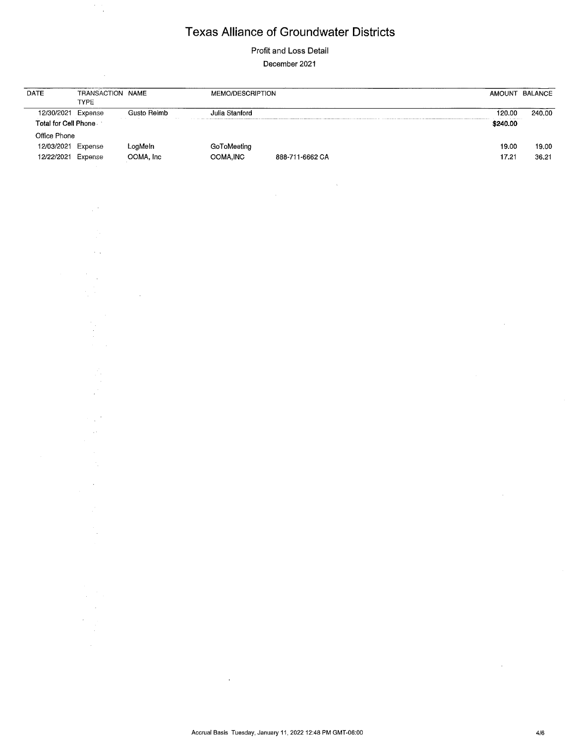# Texas Alliance of Groundwater Districts

Profit and Loss Detail

December 2021

| DATE | TRANSACTION TYPE | NAME | MEMO/DESCRIPTION | AMOUNT | BALANCE |
|---|---|---|---|---|---|
| 12/30/2021 | Expense | Gusto Reimb | Julia Stanford | 120.00 | 240.00 |
| **Total for Cell Phone** | | | | **$240.00** | |
| Office Phone | | | | | |
| 12/03/2021 | Expense | LogMeIn | GoToMeeting | 19.00 | 19.00 |
| 12/22/2021 | Expense | OOMA, Inc | OOMA,INC 888-711-6662 CA | 17.21 | 36.21 |

Accrual Basis Tuesday, January 11, 2022 12:48 PM GMT-06:00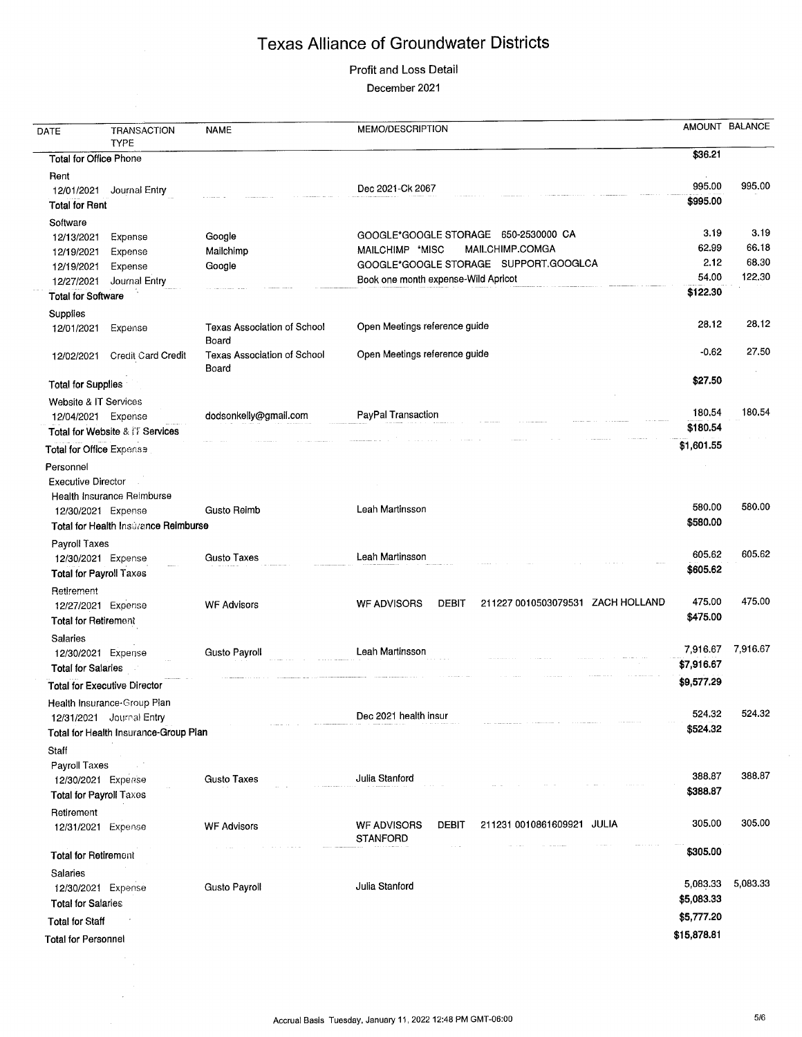# Texas Alliance of Groundwater Districts

Profit and Loss Detail

December 2021

| DATE | TRANSACTION TYPE | NAME | MEMO/DESCRIPTION | AMOUNT | BALANCE |
|---|---|---|---|---|---|
| **Total for Office Phone** | | | | **$36.21** | |
| Rent | | | | | |
| 12/01/2021 | Journal Entry | | Dec 2021-Ck 2067 | 995.00 | 995.00 |
| **Total for Rent** | | | | **$995.00** | |
| Software | | | | | |
| 12/13/2021 | Expense | Google | GOOGLE*GOOGLE STORAGE 650-2530000 CA | 3.19 | 3.19 |
| 12/19/2021 | Expense | Mailchimp | MAILCHIMP *MISC MAILCHIMP.COMGA | 62.99 | 66.18 |
| 12/19/2021 | Expense | Google | GOOGLE*GOOGLE STORAGE SUPPORT.GOOGLCA | 2.12 | 68.30 |
| 12/27/2021 | Journal Entry | | Book one month expense-Wild Apricot | 54.00 | 122.30 |
| **Total for Software** | | | | **$122.30** | |
| Supplies | | | | | |
| 12/01/2021 | Expense | Texas Association of School Board | Open Meetings reference guide | 28.12 | 28.12 |
| 12/02/2021 | Credit Card Credit | Texas Association of School Board | Open Meetings reference guide | -0.62 | 27.50 |
| **Total for Supplies** | | | | **$27.50** | |
| Website & IT Services | | | | | |
| 12/04/2021 | Expense | dodsonkelly@gmail.com | PayPal Transaction | 180.54 | 180.54 |
| **Total for Website & IT Services** | | | | **$180.54** | |
| **Total for Office Expense** | | | | **$1,601.55** | |
| Personnel | | | | | |
| Executive Director | | | | | |
| Health Insurance Reimburse | | | | | |
| 12/30/2021 | Expense | Gusto Reimb | Leah Martinsson | 580.00 | 580.00 |
| **Total for Health Insurance Reimburse** | | | | **$580.00** | |
| Payroll Taxes | | | | | |
| 12/30/2021 | Expense | Gusto Taxes | Leah Martinsson | 605.62 | 605.62 |
| **Total for Payroll Taxes** | | | | **$605.62** | |
| Retirement | | | | | |
| 12/27/2021 | Expense | WF Advisors | WF ADVISORS DEBIT 211227 0010503079531 ZACH HOLLAND | 475.00 | 475.00 |
| **Total for Retirement** | | | | **$475.00** | |
| Salaries | | | | | |
| 12/30/2021 | Expense | Gusto Payroll | Leah Martinsson | 7,916.67 | 7,916.67 |
| **Total for Salaries** | | | | **$7,916.67** | |
| **Total for Executive Director** | | | | **$9,577.29** | |
| Health Insurance-Group Plan | | | | | |
| 12/31/2021 | Journal Entry | | Dec 2021 health insur | 524.32 | 524.32 |
| **Total for Health Insurance-Group Plan** | | | | **$524.32** | |
| Staff | | | | | |
| Payroll Taxes | | | | | |
| 12/30/2021 | Expense | Gusto Taxes | Julia Stanford | 388.87 | 388.87 |
| **Total for Payroll Taxes** | | | | **$388.87** | |
| Retirement | | | | | |
| 12/31/2021 | Expense | WF Advisors | WF ADVISORS DEBIT 211231 0010861609921 JULIA STANFORD | 305.00 | 305.00 |
| **Total for Retirement** | | | | **$305.00** | |
| Salaries | | | | | |
| 12/30/2021 | Expense | Gusto Payroll | Julia Stanford | 5,083.33 | 5,083.33 |
| **Total for Salaries** | | | | **$5,083.33** | |
| **Total for Staff** | | | | **$5,777.20** | |
| **Total for Personnel** | | | | **$15,878.81** | |

Accrual Basis Tuesday, January 11, 2022 12:48 PM GMT-06:00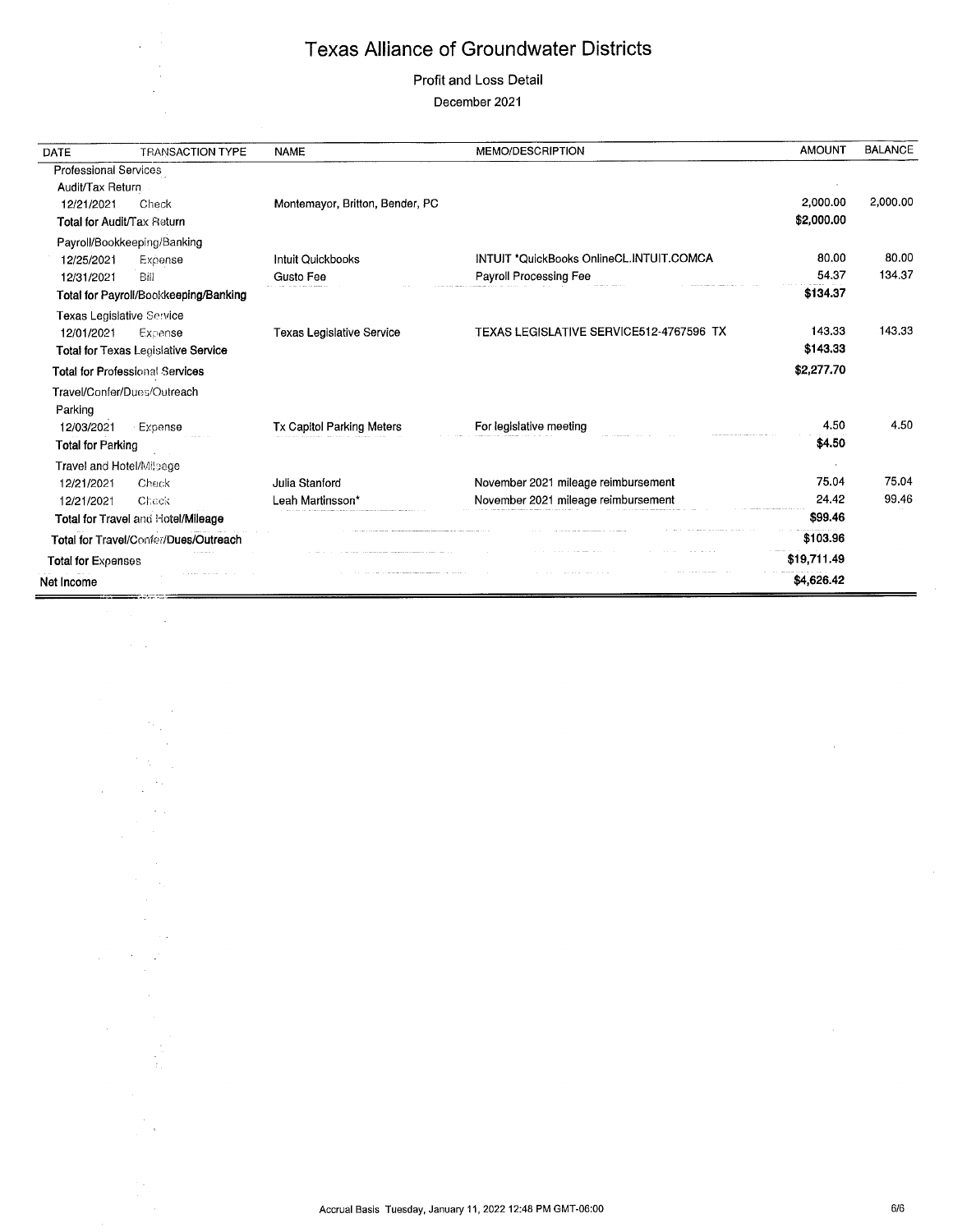# Texas Alliance of Groundwater Districts

Profit and Loss Detail

December 2021

| DATE | TRANSACTION TYPE | NAME | MEMO/DESCRIPTION | AMOUNT | BALANCE |
|---|---|---|---|---|---|
| Professional Services | | | | | |
| Audit/Tax Return | | | | | |
| 12/21/2021 | Check | Montemayor, Britton, Bender, PC | | 2,000.00 | 2,000.00 |
| **Total for Audit/Tax Return** | | | | **$2,000.00** | |
| Payroll/Bookkeeping/Banking | | | | | |
| 12/25/2021 | Expense | Intuit Quickbooks | INTUIT *QuickBooks OnlineCL.INTUIT.COMCA | 80.00 | 80.00 |
| 12/31/2021 | Bill | Gusto Fee | Payroll Processing Fee | 54.37 | 134.37 |
| **Total for Payroll/Bookkeeping/Banking** | | | | **$134.37** | |
| Texas Legislative Service | | | | | |
| 12/01/2021 | Expense | Texas Legislative Service | TEXAS LEGISLATIVE SERVICE512-4767596 TX | 143.33 | 143.33 |
| **Total for Texas Legislative Service** | | | | **$143.33** | |
| **Total for Professional Services** | | | | **$2,277.70** | |
| Travel/Confer/Dues/Outreach | | | | | |
| Parking | | | | | |
| 12/03/2021 | Expense | Tx Capitol Parking Meters | For legislative meeting | 4.50 | 4.50 |
| **Total for Parking** | | | | **$4.50** | |
| Travel and Hotel/Mileage | | | | | |
| 12/21/2021 | Check | Julia Stanford | November 2021 mileage reimbursement | 75.04 | 75.04 |
| 12/21/2021 | Check | Leah Martinsson* | November 2021 mileage reimbursement | 24.42 | 99.46 |
| **Total for Travel and Hotel/Mileage** | | | | **$99.46** | |
| **Total for Travel/Confer/Dues/Outreach** | | | | **$103.96** | |
| **Total for Expenses** | | | | **$19,711.49** | |
| **Net Income** | | | | **$4,626.42** | |

Accrual Basis Tuesday, January 11, 2022 12:48 PM GMT-06:00